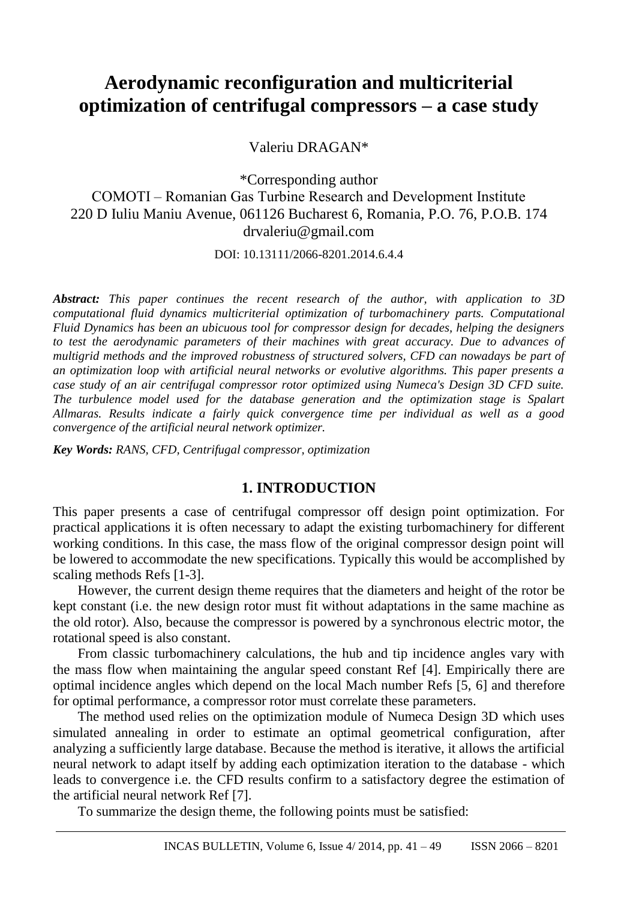# Aerodynamic reconfiguration and multicriterial optimization of centrifugal compressors – a case study

Valeriu DRAGAN*

*Corresponding author
COMOTI – Romanian Gas Turbine Research and Development Institute
220 D Iuliu Maniu Avenue, 061126 Bucharest 6, Romania, P.O. 76, P.O.B. 174
drvaleriu@gmail.com

DOI: 10.13111/2066-8201.2014.6.4.4

***Abstract:*** *This paper continues the recent research of the author, with application to 3D computational fluid dynamics multicriterial optimization of turbomachinery parts. Computational Fluid Dynamics has been an ubicuous tool for compressor design for decades, helping the designers to test the aerodynamic parameters of their machines with great accuracy. Due to advances of multigrid methods and the improved robustness of structured solvers, CFD can nowadays be part of an optimization loop with artificial neural networks or evolutive algorithms. This paper presents a case study of an air centrifugal compressor rotor optimized using Numeca's Design 3D CFD suite. The turbulence model used for the database generation and the optimization stage is Spalart Allmaras. Results indicate a fairly quick convergence time per individual as well as a good convergence of the artificial neural network optimizer.*

***Key Words:*** *RANS, CFD, Centrifugal compressor, optimization*

## 1. INTRODUCTION

This paper presents a case of centrifugal compressor off design point optimization. For practical applications it is often necessary to adapt the existing turbomachinery for different working conditions. In this case, the mass flow of the original compressor design point will be lowered to accommodate the new specifications. Typically this would be accomplished by scaling methods Refs [1-3].

However, the current design theme requires that the diameters and height of the rotor be kept constant (i.e. the new design rotor must fit without adaptations in the same machine as the old rotor). Also, because the compressor is powered by a synchronous electric motor, the rotational speed is also constant.

From classic turbomachinery calculations, the hub and tip incidence angles vary with the mass flow when maintaining the angular speed constant Ref [4]. Empirically there are optimal incidence angles which depend on the local Mach number Refs [5, 6] and therefore for optimal performance, a compressor rotor must correlate these parameters.

The method used relies on the optimization module of Numeca Design 3D which uses simulated annealing in order to estimate an optimal geometrical configuration, after analyzing a sufficiently large database. Because the method is iterative, it allows the artificial neural network to adapt itself by adding each optimization iteration to the database - which leads to convergence i.e. the CFD results confirm to a satisfactory degree the estimation of the artificial neural network Ref [7].

To summarize the design theme, the following points must be satisfied: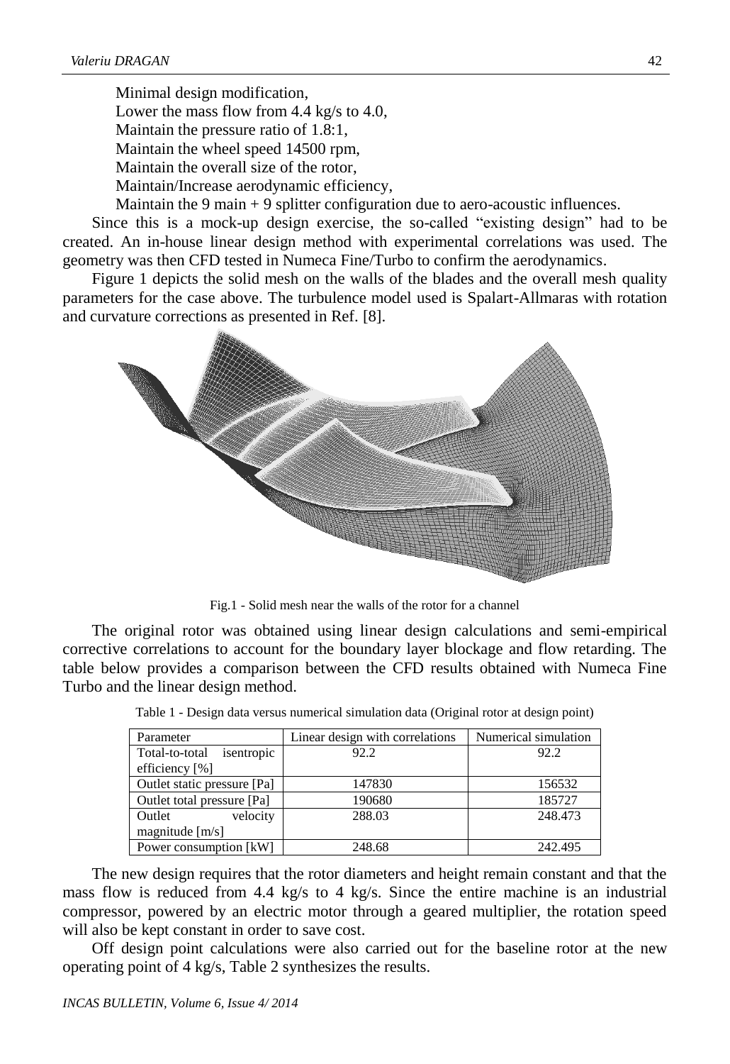Minimal design modification,

Lower the mass flow from 4.4 kg/s to 4.0,

Maintain the pressure ratio of 1.8:1,

Maintain the wheel speed 14500 rpm,

Maintain the overall size of the rotor,

Maintain/Increase aerodynamic efficiency,

Maintain the 9 main + 9 splitter configuration due to aero-acoustic influences.

Since this is a mock-up design exercise, the so-called "existing design" had to be created. An in-house linear design method with experimental correlations was used. The geometry was then CFD tested in Numeca Fine/Turbo to confirm the aerodynamics.

Figure 1 depicts the solid mesh on the walls of the blades and the overall mesh quality parameters for the case above. The turbulence model used is Spalart-Allmaras with rotation and curvature corrections as presented in Ref. [8].

Fig.1 - Solid mesh near the walls of the rotor for a channel

The original rotor was obtained using linear design calculations and semi-empirical corrective correlations to account for the boundary layer blockage and flow retarding. The table below provides a comparison between the CFD results obtained with Numeca Fine Turbo and the linear design method.

Table 1 - Design data versus numerical simulation data (Original rotor at design point)

| Parameter | Linear design with correlations | Numerical simulation |
| --- | --- | --- |
| Total-to-total isentropic efficiency [%] | 92.2 | 92.2 |
| Outlet static pressure [Pa] | 147830 | 156532 |
| Outlet total pressure [Pa] | 190680 | 185727 |
| Outlet velocity magnitude [m/s] | 288.03 | 248.473 |
| Power consumption [kW] | 248.68 | 242.495 |

The new design requires that the rotor diameters and height remain constant and that the mass flow is reduced from 4.4 kg/s to 4 kg/s. Since the entire machine is an industrial compressor, powered by an electric motor through a geared multiplier, the rotation speed will also be kept constant in order to save cost.

Off design point calculations were also carried out for the baseline rotor at the new operating point of 4 kg/s, Table 2 synthesizes the results.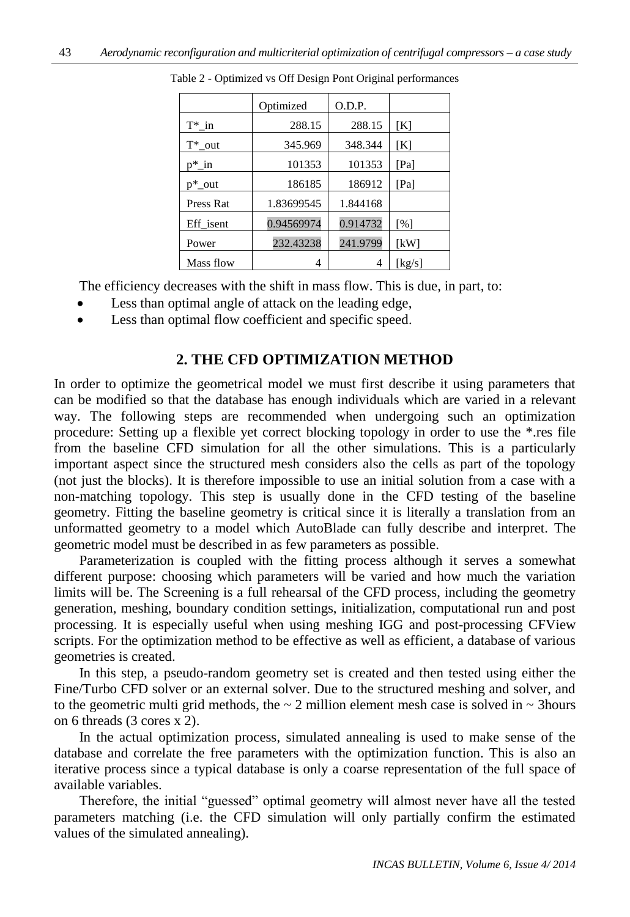Table 2 - Optimized vs Off Design Pont Original performances

| | Optimized | O.D.P. | |
|---|---|---|---|
| T*_in | 288.15 | 288.15 | [K] |
| T*_out | 345.969 | 348.344 | [K] |
| p*_in | 101353 | 101353 | [Pa] |
| p*_out | 186185 | 186912 | [Pa] |
| Press Rat | 1.83699545 | 1.844168 | |
| Eff_isent | 0.94569974 | 0.914732 | [%] |
| Power | 232.43238 | 241.9799 | [kW] |
| Mass flow | 4 | 4 | [kg/s] |

The efficiency decreases with the shift in mass flow. This is due, in part, to:

- Less than optimal angle of attack on the leading edge,
- Less than optimal flow coefficient and specific speed.

## 2. THE CFD OPTIMIZATION METHOD

In order to optimize the geometrical model we must first describe it using parameters that can be modified so that the database has enough individuals which are varied in a relevant way. The following steps are recommended when undergoing such an optimization procedure: Setting up a flexible yet correct blocking topology in order to use the *.res file from the baseline CFD simulation for all the other simulations. This is a particularly important aspect since the structured mesh considers also the cells as part of the topology (not just the blocks). It is therefore impossible to use an initial solution from a case with a non-matching topology. This step is usually done in the CFD testing of the baseline geometry. Fitting the baseline geometry is critical since it is literally a translation from an unformatted geometry to a model which AutoBlade can fully describe and interpret. The geometric model must be described in as few parameters as possible.

Parameterization is coupled with the fitting process although it serves a somewhat different purpose: choosing which parameters will be varied and how much the variation limits will be. The Screening is a full rehearsal of the CFD process, including the geometry generation, meshing, boundary condition settings, initialization, computational run and post processing. It is especially useful when using meshing IGG and post-processing CFView scripts. For the optimization method to be effective as well as efficient, a database of various geometries is created.

In this step, a pseudo-random geometry set is created and then tested using either the Fine/Turbo CFD solver or an external solver. Due to the structured meshing and solver, and to the geometric multi grid methods, the ~ 2 million element mesh case is solved in ~ 3hours on 6 threads (3 cores x 2).

In the actual optimization process, simulated annealing is used to make sense of the database and correlate the free parameters with the optimization function. This is also an iterative process since a typical database is only a coarse representation of the full space of available variables.

Therefore, the initial "guessed" optimal geometry will almost never have all the tested parameters matching (i.e. the CFD simulation will only partially confirm the estimated values of the simulated annealing).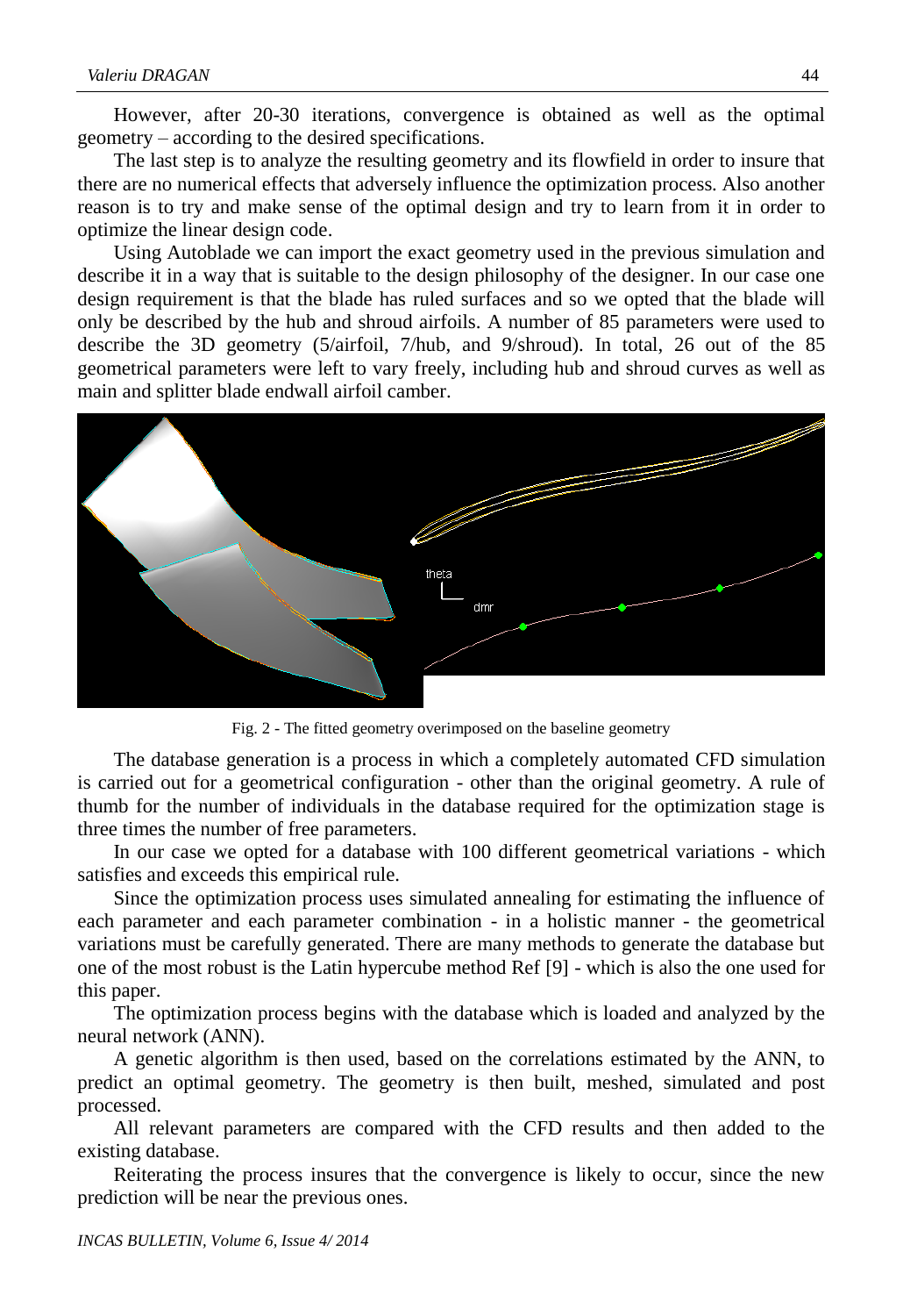However, after 20-30 iterations, convergence is obtained as well as the optimal geometry – according to the desired specifications.

The last step is to analyze the resulting geometry and its flowfield in order to insure that there are no numerical effects that adversely influence the optimization process. Also another reason is to try and make sense of the optimal design and try to learn from it in order to optimize the linear design code.

Using Autoblade we can import the exact geometry used in the previous simulation and describe it in a way that is suitable to the design philosophy of the designer. In our case one design requirement is that the blade has ruled surfaces and so we opted that the blade will only be described by the hub and shroud airfoils. A number of 85 parameters were used to describe the 3D geometry (5/airfoil, 7/hub, and 9/shroud). In total, 26 out of the 85 geometrical parameters were left to vary freely, including hub and shroud curves as well as main and splitter blade endwall airfoil camber.

Fig. 2 - The fitted geometry overimposed on the baseline geometry

The database generation is a process in which a completely automated CFD simulation is carried out for a geometrical configuration - other than the original geometry. A rule of thumb for the number of individuals in the database required for the optimization stage is three times the number of free parameters.

In our case we opted for a database with 100 different geometrical variations - which satisfies and exceeds this empirical rule.

Since the optimization process uses simulated annealing for estimating the influence of each parameter and each parameter combination - in a holistic manner - the geometrical variations must be carefully generated. There are many methods to generate the database but one of the most robust is the Latin hypercube method Ref [9] - which is also the one used for this paper.

The optimization process begins with the database which is loaded and analyzed by the neural network (ANN).

A genetic algorithm is then used, based on the correlations estimated by the ANN, to predict an optimal geometry. The geometry is then built, meshed, simulated and post processed.

All relevant parameters are compared with the CFD results and then added to the existing database.

Reiterating the process insures that the convergence is likely to occur, since the new prediction will be near the previous ones.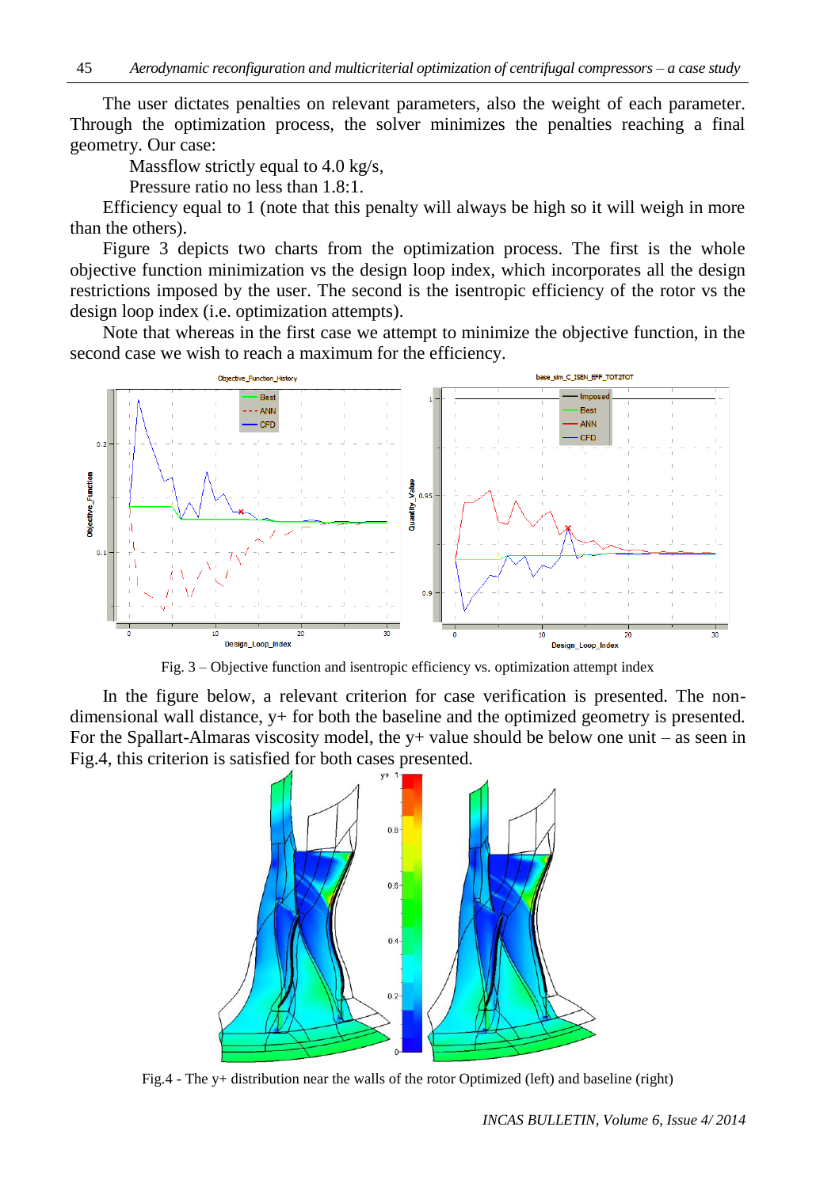The user dictates penalties on relevant parameters, also the weight of each parameter. Through the optimization process, the solver minimizes the penalties reaching a final geometry. Our case:

Massflow strictly equal to 4.0 kg/s,

Pressure ratio no less than 1.8:1.

Efficiency equal to 1 (note that this penalty will always be high so it will weigh in more than the others).

Figure 3 depicts two charts from the optimization process. The first is the whole objective function minimization vs the design loop index, which incorporates all the design restrictions imposed by the user. The second is the isentropic efficiency of the rotor vs the design loop index (i.e. optimization attempts).

Note that whereas in the first case we attempt to minimize the objective function, in the second case we wish to reach a maximum for the efficiency.

Fig. 3 – Objective function and isentropic efficiency vs. optimization attempt index

In the figure below, a relevant criterion for case verification is presented. The non-dimensional wall distance, y+ for both the baseline and the optimized geometry is presented. For the Spallart-Almaras viscosity model, the y+ value should be below one unit – as seen in Fig.4, this criterion is satisfied for both cases presented.

Fig.4 - The y+ distribution near the walls of the rotor Optimized (left) and baseline (right)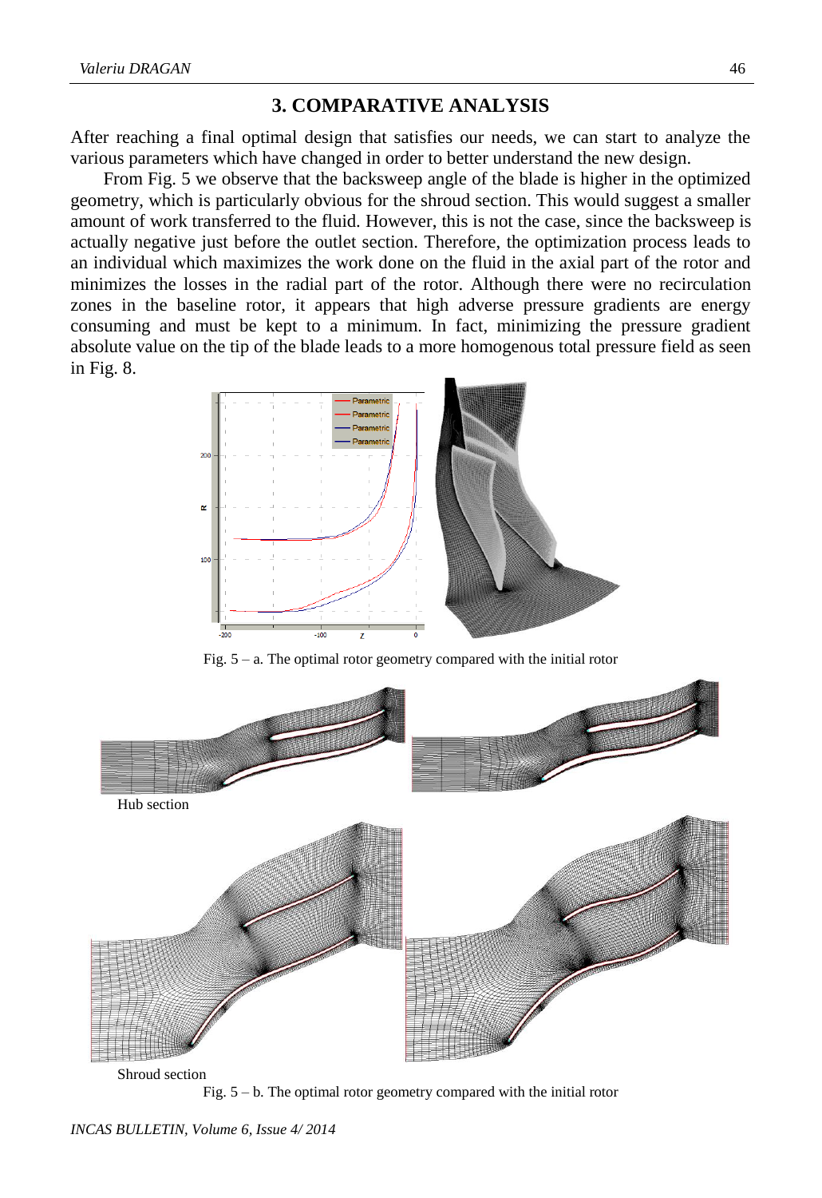## 3. COMPARATIVE ANALYSIS

After reaching a final optimal design that satisfies our needs, we can start to analyze the various parameters which have changed in order to better understand the new design.

From Fig. 5 we observe that the backsweep angle of the blade is higher in the optimized geometry, which is particularly obvious for the shroud section. This would suggest a smaller amount of work transferred to the fluid. However, this is not the case, since the backsweep is actually negative just before the outlet section. Therefore, the optimization process leads to an individual which maximizes the work done on the fluid in the axial part of the rotor and minimizes the losses in the radial part of the rotor. Although there were no recirculation zones in the baseline rotor, it appears that high adverse pressure gradients are energy consuming and must be kept to a minimum. In fact, minimizing the pressure gradient absolute value on the tip of the blade leads to a more homogenous total pressure field as seen in Fig. 8.

Fig. 5 – a. The optimal rotor geometry compared with the initial rotor

Hub section

Shroud section

Fig. 5 – b. The optimal rotor geometry compared with the initial rotor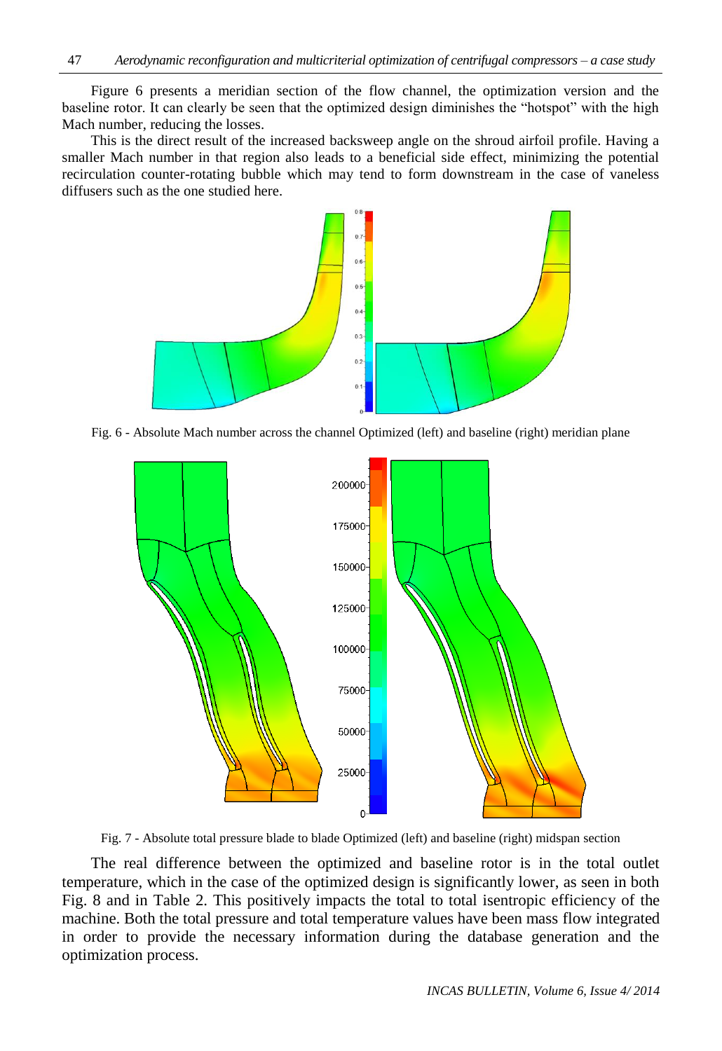Figure 6 presents a meridian section of the flow channel, the optimization version and the baseline rotor. It can clearly be seen that the optimized design diminishes the “hotspot” with the high Mach number, reducing the losses.

This is the direct result of the increased backsweep angle on the shroud airfoil profile. Having a smaller Mach number in that region also leads to a beneficial side effect, minimizing the potential recirculation counter-rotating bubble which may tend to form downstream in the case of vaneless diffusers such as the one studied here.

Fig. 6 - Absolute Mach number across the channel Optimized (left) and baseline (right) meridian plane

Fig. 7 - Absolute total pressure blade to blade Optimized (left) and baseline (right) midspan section

The real difference between the optimized and baseline rotor is in the total outlet temperature, which in the case of the optimized design is significantly lower, as seen in both Fig. 8 and in Table 2. This positively impacts the total to total isentropic efficiency of the machine. Both the total pressure and total temperature values have been mass flow integrated in order to provide the necessary information during the database generation and the optimization process.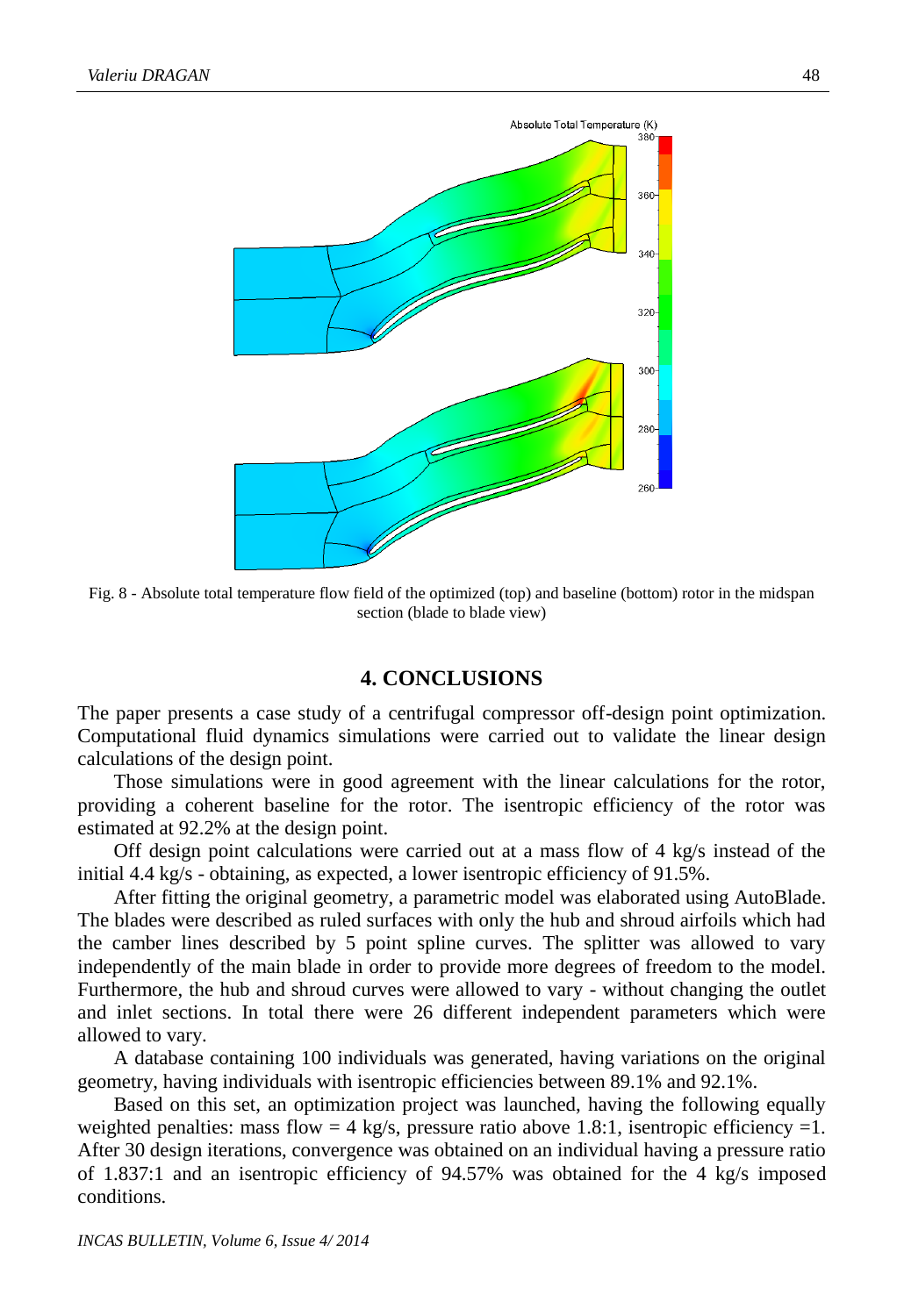Fig. 8 - Absolute total temperature flow field of the optimized (top) and baseline (bottom) rotor in the midspan section (blade to blade view)

## 4. CONCLUSIONS

The paper presents a case study of a centrifugal compressor off-design point optimization. Computational fluid dynamics simulations were carried out to validate the linear design calculations of the design point.

Those simulations were in good agreement with the linear calculations for the rotor, providing a coherent baseline for the rotor. The isentropic efficiency of the rotor was estimated at 92.2% at the design point.

Off design point calculations were carried out at a mass flow of 4 kg/s instead of the initial 4.4 kg/s - obtaining, as expected, a lower isentropic efficiency of 91.5%.

After fitting the original geometry, a parametric model was elaborated using AutoBlade. The blades were described as ruled surfaces with only the hub and shroud airfoils which had the camber lines described by 5 point spline curves. The splitter was allowed to vary independently of the main blade in order to provide more degrees of freedom to the model. Furthermore, the hub and shroud curves were allowed to vary - without changing the outlet and inlet sections. In total there were 26 different independent parameters which were allowed to vary.

A database containing 100 individuals was generated, having variations on the original geometry, having individuals with isentropic efficiencies between 89.1% and 92.1%.

Based on this set, an optimization project was launched, having the following equally weighted penalties: mass flow = 4 kg/s, pressure ratio above 1.8:1, isentropic efficiency =1. After 30 design iterations, convergence was obtained on an individual having a pressure ratio of 1.837:1 and an isentropic efficiency of 94.57% was obtained for the 4 kg/s imposed conditions.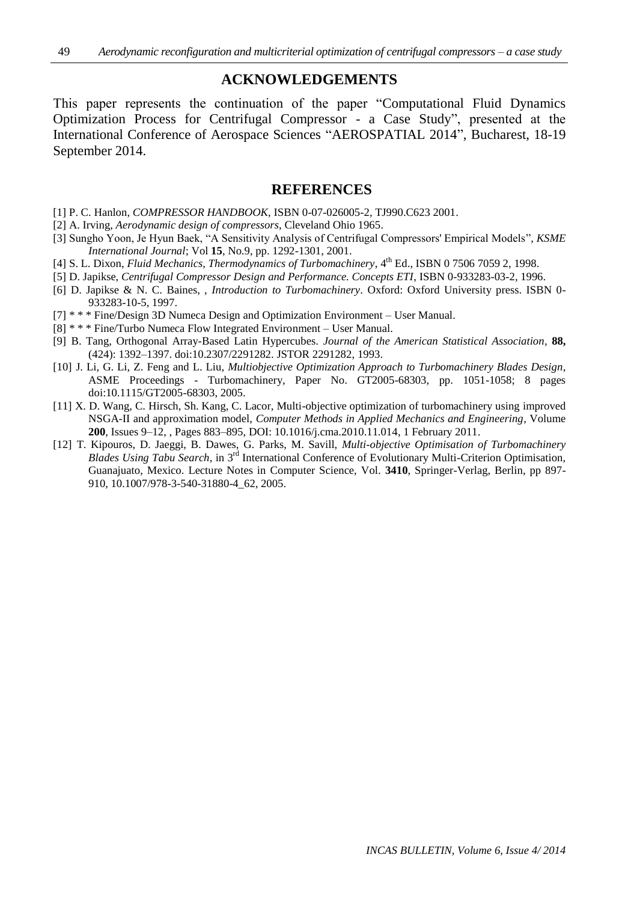## ACKNOWLEDGEMENTS

This paper represents the continuation of the paper "Computational Fluid Dynamics Optimization Process for Centrifugal Compressor - a Case Study", presented at the International Conference of Aerospace Sciences "AEROSPATIAL 2014", Bucharest, 18-19 September 2014.

## REFERENCES

[1] P. C. Hanlon, *COMPRESSOR HANDBOOK*, ISBN 0-07-026005-2, TJ990.C623 2001.

[2] A. Irving, *Aerodynamic design of compressors*, Cleveland Ohio 1965.

[3] Sungho Yoon, Je Hyun Baek, "A Sensitivity Analysis of Centrifugal Compressors' Empirical Models", *KSME International Journal*; Vol **15**, No.9, pp. 1292-1301, 2001.

[4] S. L. Dixon, *Fluid Mechanics, Thermodynamics of Turbomachinery*, 4th Ed., ISBN 0 7506 7059 2, 1998.

[5] D. Japikse, *Centrifugal Compressor Design and Performance. Concepts ETI*, ISBN 0-933283-03-2, 1996.

[6] D. Japikse & N. C. Baines, , *Introduction to Turbomachinery*. Oxford: Oxford University press. ISBN 0-933283-10-5, 1997.

[7] * * * Fine/Design 3D Numeca Design and Optimization Environment – User Manual.

[8] * * * Fine/Turbo Numeca Flow Integrated Environment – User Manual.

[9] B. Tang, Orthogonal Array-Based Latin Hypercubes. *Journal of the American Statistical Association*, **88,** (424): 1392–1397. doi:10.2307/2291282. JSTOR 2291282, 1993.

[10] J. Li, G. Li, Z. Feng and L. Liu, *Multiobjective Optimization Approach to Turbomachinery Blades Design*, ASME Proceedings - Turbomachinery, Paper No. GT2005-68303, pp. 1051-1058; 8 pages doi:10.1115/GT2005-68303, 2005.

[11] X. D. Wang, C. Hirsch, Sh. Kang, C. Lacor, Multi-objective optimization of turbomachinery using improved NSGA-II and approximation model, *Computer Methods in Applied Mechanics and Engineering*, Volume **200**, Issues 9–12, , Pages 883–895, DOI: 10.1016/j.cma.2010.11.014, 1 February 2011.

[12] T. Kipouros, D. Jaeggi, B. Dawes, G. Parks, M. Savill, *Multi-objective Optimisation of Turbomachinery Blades Using Tabu Search*, in 3rd International Conference of Evolutionary Multi-Criterion Optimisation, Guanajuato, Mexico. Lecture Notes in Computer Science, Vol. **3410**, Springer-Verlag, Berlin, pp 897-910, 10.1007/978-3-540-31880-4_62, 2005.